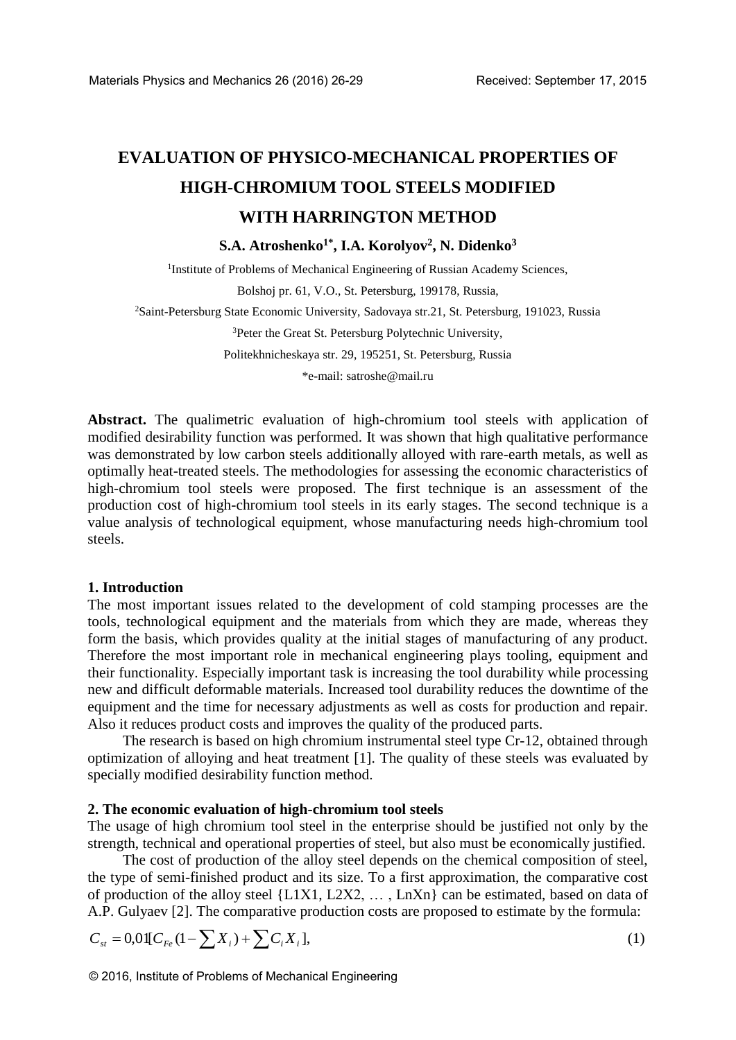# EVALUATION OF PHYSICO-MECHANICAL PROPERTIES OF HIGH-CHROMIUM TOOL STEELS MODIFIED WITH HARRINGTON METHOD

**S.A. Atroshenko[1*], I.A. Korolyov[2], N. Didenko[3]**

[1]Institute of Problems of Mechanical Engineering of Russian Academy Sciences,

Bolshoj pr. 61, V.O., St. Petersburg, 199178, Russia,

[2]Saint-Petersburg State Economic University, Sadovaya str.21, St. Petersburg, 191023, Russia

[3]Peter the Great St. Petersburg Polytechnic University,

Politekhnicheskaya str. 29, 195251, St. Petersburg, Russia

*e-mail: satroshe@mail.ru

**Abstract.** The qualimetric evaluation of high-chromium tool steels with application of modified desirability function was performed. It was shown that high qualitative performance was demonstrated by low carbon steels additionally alloyed with rare-earth metals, as well as optimally heat-treated steels. The methodologies for assessing the economic characteristics of high-chromium tool steels were proposed. The first technique is an assessment of the production cost of high-chromium tool steels in its early stages. The second technique is a value analysis of technological equipment, whose manufacturing needs high-chromium tool steels.

## 1. Introduction

The most important issues related to the development of cold stamping processes are the tools, technological equipment and the materials from which they are made, whereas they form the basis, which provides quality at the initial stages of manufacturing of any product. Therefore the most important role in mechanical engineering plays tooling, equipment and their functionality. Especially important task is increasing the tool durability while processing new and difficult deformable materials. Increased tool durability reduces the downtime of the equipment and the time for necessary adjustments as well as costs for production and repair. Also it reduces product costs and improves the quality of the produced parts.

The research is based on high chromium instrumental steel type Cr-12, obtained through optimization of alloying and heat treatment [1]. The quality of these steels was evaluated by specially modified desirability function method.

## 2. The economic evaluation of high-chromium tool steels

The usage of high chromium tool steel in the enterprise should be justified not only by the strength, technical and operational properties of steel, but also must be economically justified.

The cost of production of the alloy steel depends on the chemical composition of steel, the type of semi-finished product and its size. To a first approximation, the comparative cost of production of the alloy steel {L1X1, L2X2, … , LnXn} can be estimated, based on data of A.P. Gulyaev [2]. The comparative production costs are proposed to estimate by the formula:

$$C_{st} = 0{,}01[C_{Fe}(1-\sum X_i) + \sum C_i X_i], \tag{1}$$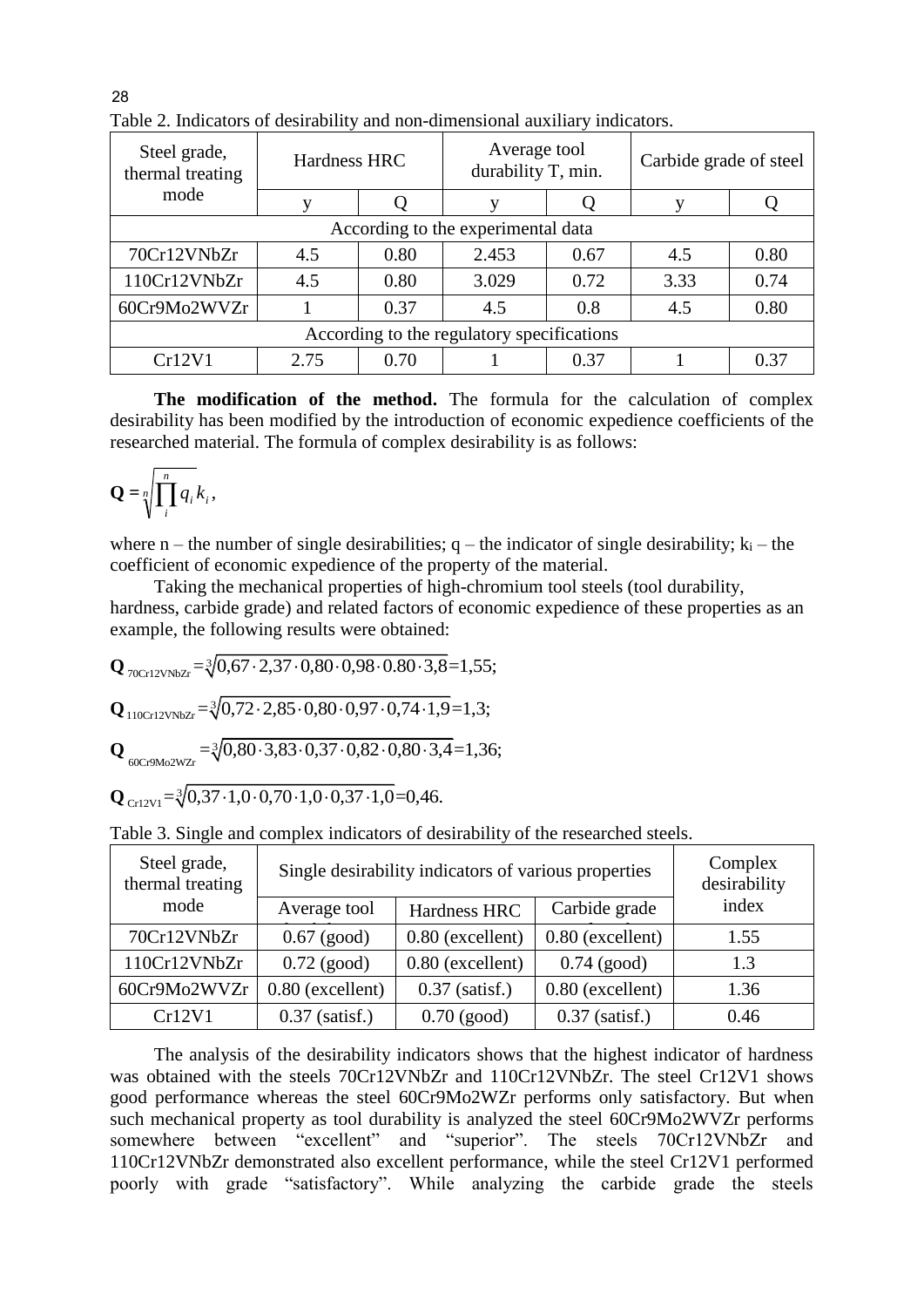Table 2. Indicators of desirability and non-dimensional auxiliary indicators.

| Steel grade, thermal treating mode | Hardness HRC | | Average tool durability T, min. | | Carbide grade of steel | |
|---|---|---|---|---|---|---|
| | y | Q | y | Q | y | Q |
| According to the experimental data | | | | | | |
| 70Cr12VNbZr | 4.5 | 0.80 | 2.453 | 0.67 | 4.5 | 0.80 |
| 110Cr12VNbZr | 4.5 | 0.80 | 3.029 | 0.72 | 3.33 | 0.74 |
| 60Cr9Mo2WVZr | 1 | 0.37 | 4.5 | 0.8 | 4.5 | 0.80 |
| According to the regulatory specifications | | | | | | |
| Cr12V1 | 2.75 | 0.70 | 1 | 0.37 | 1 | 0.37 |

**The modification of the method.** The formula for the calculation of complex desirability has been modified by the introduction of economic expedience coefficients of the researched material. The formula of complex desirability is as follows:

$$\mathbf{Q} = \sqrt[n]{\prod_{i}^{n} q_i k_i},$$

where n – the number of single desirabilities; q – the indicator of single desirability; $k_i$ – the coefficient of economic expedience of the property of the material.

Taking the mechanical properties of high-chromium tool steels (tool durability, hardness, carbide grade) and related factors of economic expedience of these properties as an example, the following results were obtained:

$$\mathbf{Q}_{70Cr12VNbZr} = \sqrt[3]{0{,}67 \cdot 2{,}37 \cdot 0{,}80 \cdot 0{,}98 \cdot 0.80 \cdot 3{,}8} = 1{,}55;$$

$$\mathbf{Q}_{110Cr12VNbZr} = \sqrt[3]{0{,}72 \cdot 2{,}85 \cdot 0{,}80 \cdot 0{,}97 \cdot 0{,}74 \cdot 1{,}9} = 1{,}3;$$

$$\mathbf{Q}_{60Cr9Mo2WZr} = \sqrt[3]{0{,}80 \cdot 3{,}83 \cdot 0{,}37 \cdot 0{,}82 \cdot 0{,}80 \cdot 3{,}4} = 1{,}36;$$

$$\mathbf{Q}_{Cr12V1} = \sqrt[3]{0{,}37 \cdot 1{,}0 \cdot 0{,}70 \cdot 1{,}0 \cdot 0{,}37 \cdot 1{,}0} = 0{,}46.$$

Table 3. Single and complex indicators of desirability of the researched steels.

| Steel grade, thermal treating mode | Single desirability indicators of various properties | | | Complex desirability index |
|---|---|---|---|---|
| | Average tool durability | Hardness HRC | Carbide grade | |
| 70Cr12VNbZr | 0.67 (good) | 0.80 (excellent) | 0.80 (excellent) | 1.55 |
| 110Cr12VNbZr | 0.72 (good) | 0.80 (excellent) | 0.74 (good) | 1.3 |
| 60Cr9Mo2WVZr | 0.80 (excellent) | 0.37 (satisf.) | 0.80 (excellent) | 1.36 |
| Cr12V1 | 0.37 (satisf.) | 0.70 (good) | 0.37 (satisf.) | 0.46 |

The analysis of the desirability indicators shows that the highest indicator of hardness was obtained with the steels 70Cr12VNbZr and 110Cr12VNbZr. The steel Cr12V1 shows good performance whereas the steel 60Cr9Mo2WZr performs only satisfactory. But when such mechanical property as tool durability is analyzed the steel 60Cr9Mo2WVZr performs somewhere between "excellent" and "superior". The steels 70Cr12VNbZr and 110Cr12VNbZr demonstrated also excellent performance, while the steel Cr12V1 performed poorly with grade "satisfactory". While analyzing the carbide grade the steels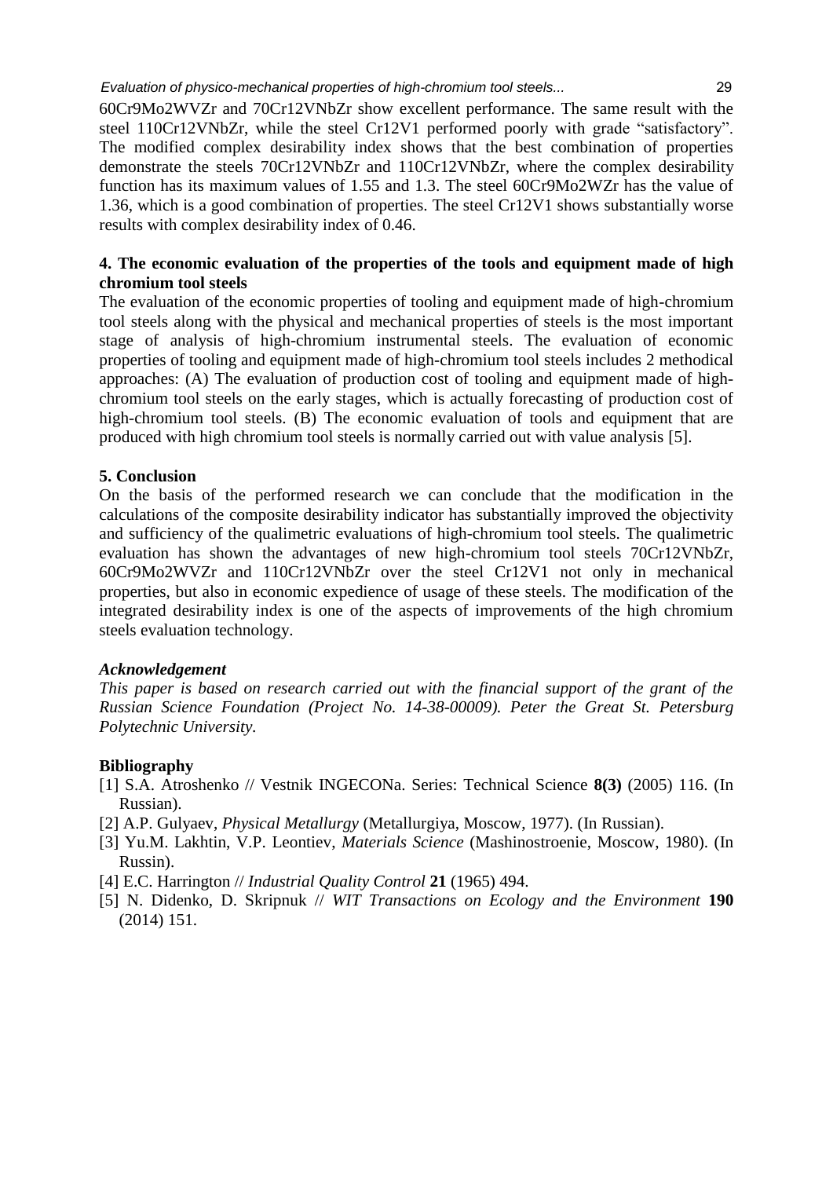60Cr9Mo2WVZr and 70Cr12VNbZr show excellent performance. The same result with the steel 110Cr12VNbZr, while the steel Cr12V1 performed poorly with grade “satisfactory”. The modified complex desirability index shows that the best combination of properties demonstrate the steels 70Cr12VNbZr and 110Cr12VNbZr, where the complex desirability function has its maximum values of 1.55 and 1.3. The steel 60Cr9Mo2WZr has the value of 1.36, which is a good combination of properties. The steel Cr12V1 shows substantially worse results with complex desirability index of 0.46.

## 4. The economic evaluation of the properties of the tools and equipment made of high chromium tool steels

The evaluation of the economic properties of tooling and equipment made of high-chromium tool steels along with the physical and mechanical properties of steels is the most important stage of analysis of high-chromium instrumental steels. The evaluation of economic properties of tooling and equipment made of high-chromium tool steels includes 2 methodical approaches: (A) The evaluation of production cost of tooling and equipment made of high-chromium tool steels on the early stages, which is actually forecasting of production cost of high-chromium tool steels. (B) The economic evaluation of tools and equipment that are produced with high chromium tool steels is normally carried out with value analysis [5].

## 5. Conclusion

On the basis of the performed research we can conclude that the modification in the calculations of the composite desirability indicator has substantially improved the objectivity and sufficiency of the qualimetric evaluations of high-chromium tool steels. The qualimetric evaluation has shown the advantages of new high-chromium tool steels 70Cr12VNbZr, 60Cr9Mo2WVZr and 110Cr12VNbZr over the steel Cr12V1 not only in mechanical properties, but also in economic expedience of usage of these steels. The modification of the integrated desirability index is one of the aspects of improvements of the high chromium steels evaluation technology.

### *Acknowledgement*

*This paper is based on research carried out with the financial support of the grant of the Russian Science Foundation (Project No. 14-38-00009). Peter the Great St. Petersburg Polytechnic University.*

## Bibliography

[1] S.A. Atroshenko // Vestnik INGECONa. Series: Technical Science **8(3)** (2005) 116. (In Russian).

[2] A.P. Gulyaev, *Physical Metallurgy* (Metallurgiya, Moscow, 1977). (In Russian).

[3] Yu.M. Lakhtin, V.P. Leontiev, *Materials Science* (Mashinostroenie, Moscow, 1980). (In Russin).

[4] E.C. Harrington // *Industrial Quality Control* **21** (1965) 494.

[5] N. Didenko, D. Skripnuk // *WIT Transactions on Ecology and the Environment* **190** (2014) 151.